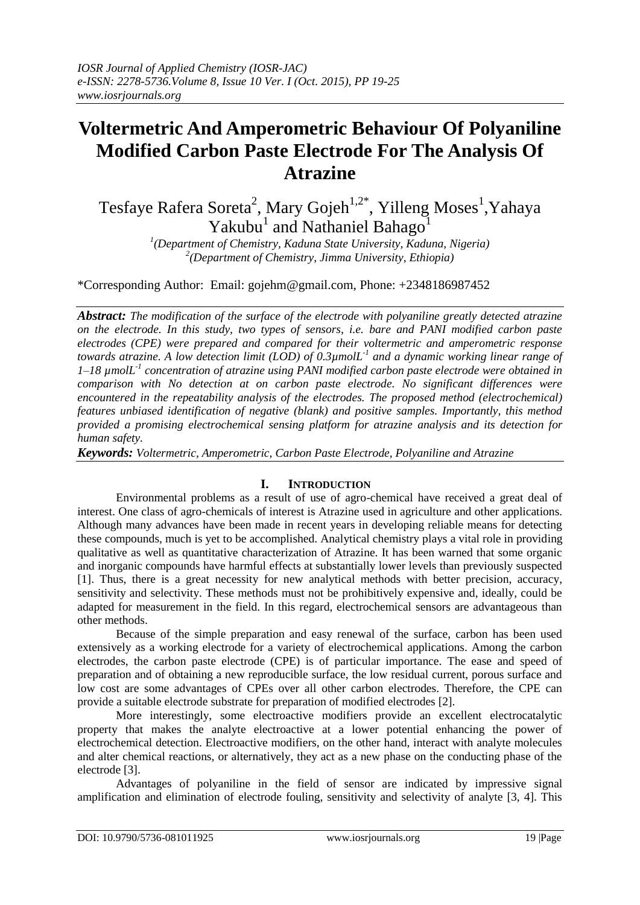# Voltermetric And Amperometric Behaviour Of Polyaniline Modified Carbon Paste Electrode For The Analysis Of Atrazine

Tesfaye Rafera Soreta[2], Mary Gojeh[1,2*], Yilleng Moses[1], Yahaya Yakubu[1] and Nathaniel Bahago[1]

[1](Department of Chemistry, Kaduna State University, Kaduna, Nigeria)
[2](Department of Chemistry, Jimma University, Ethiopia)

*Corresponding Author: Email: gojehm@gmail.com, Phone: +2348186987452

***Abstract:*** *The modification of the surface of the electrode with polyaniline greatly detected atrazine on the electrode. In this study, two types of sensors, i.e. bare and PANI modified carbon paste electrodes (CPE) were prepared and compared for their voltermetric and amperometric response towards atrazine. A low detection limit (LOD) of 0.3µmolL$^{-1}$ and a dynamic working linear range of 1–18 µmolL$^{-1}$ concentration of atrazine using PANI modified carbon paste electrode were obtained in comparison with No detection at on carbon paste electrode. No significant differences were encountered in the repeatability analysis of the electrodes. The proposed method (electrochemical) features unbiased identification of negative (blank) and positive samples. Importantly, this method provided a promising electrochemical sensing platform for atrazine analysis and its detection for human safety.*

***Keywords:*** *Voltermetric, Amperometric, Carbon Paste Electrode, Polyaniline and Atrazine*

## I. Introduction

Environmental problems as a result of use of agro-chemical have received a great deal of interest. One class of agro-chemicals of interest is Atrazine used in agriculture and other applications. Although many advances have been made in recent years in developing reliable means for detecting these compounds, much is yet to be accomplished. Analytical chemistry plays a vital role in providing qualitative as well as quantitative characterization of Atrazine. It has been warned that some organic and inorganic compounds have harmful effects at substantially lower levels than previously suspected [1]. Thus, there is a great necessity for new analytical methods with better precision, accuracy, sensitivity and selectivity. These methods must not be prohibitively expensive and, ideally, could be adapted for measurement in the field. In this regard, electrochemical sensors are advantageous than other methods.

Because of the simple preparation and easy renewal of the surface, carbon has been used extensively as a working electrode for a variety of electrochemical applications. Among the carbon electrodes, the carbon paste electrode (CPE) is of particular importance. The ease and speed of preparation and of obtaining a new reproducible surface, the low residual current, porous surface and low cost are some advantages of CPEs over all other carbon electrodes. Therefore, the CPE can provide a suitable electrode substrate for preparation of modified electrodes [2].

More interestingly, some electroactive modifiers provide an excellent electrocatalytic property that makes the analyte electroactive at a lower potential enhancing the power of electrochemical detection. Electroactive modifiers, on the other hand, interact with analyte molecules and alter chemical reactions, or alternatively, they act as a new phase on the conducting phase of the electrode [3].

Advantages of polyaniline in the field of sensor are indicated by impressive signal amplification and elimination of electrode fouling, sensitivity and selectivity of analyte [3, 4]. This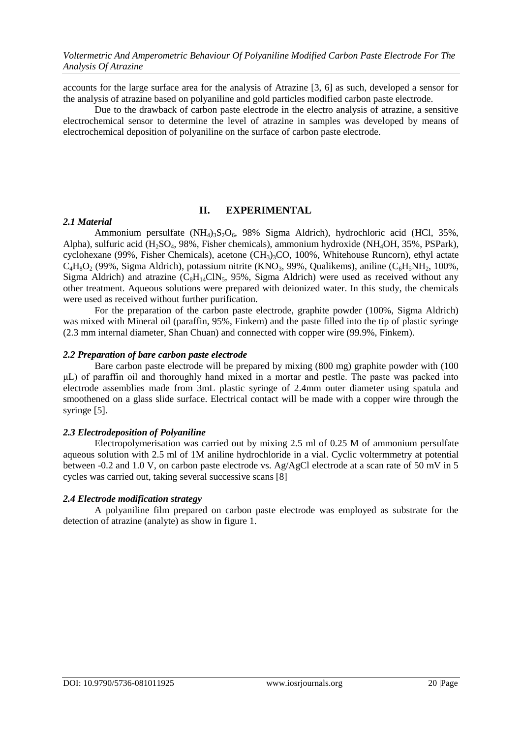accounts for the large surface area for the analysis of Atrazine [3, 6] as such, developed a sensor for the analysis of atrazine based on polyaniline and gold particles modified carbon paste electrode.

Due to the drawback of carbon paste electrode in the electro analysis of atrazine, a sensitive electrochemical sensor to determine the level of atrazine in samples was developed by means of electrochemical deposition of polyaniline on the surface of carbon paste electrode.

## II. EXPERIMENTAL

### *2.1 Material*

Ammonium persulfate $(NH_4)_3S_2O_6$, 98% Sigma Aldrich), hydrochloric acid (HCl, 35%, Alpha), sulfuric acid ($H_2SO_4$, 98%, Fisher chemicals), ammonium hydroxide ($NH_4OH$, 35%, PSPark), cyclohexane (99%, Fisher Chemicals), acetone $(CH_3)_3CO$, 100%, Whitehouse Runcorn), ethyl actate $C_4H_8O_2$ (99%, Sigma Aldrich), potassium nitrite ($KNO_3$, 99%, Qualikems), aniline ($C_6H_5NH_2$, 100%, Sigma Aldrich) and atrazine ($C_8H_{14}ClN_5$, 95%, Sigma Aldrich) were used as received without any other treatment. Aqueous solutions were prepared with deionized water. In this study, the chemicals were used as received without further purification.

For the preparation of the carbon paste electrode, graphite powder (100%, Sigma Aldrich) was mixed with Mineral oil (paraffin, 95%, Finkem) and the paste filled into the tip of plastic syringe (2.3 mm internal diameter, Shan Chuan) and connected with copper wire (99.9%, Finkem).

### *2.2 Preparation of bare carbon paste electrode*

Bare carbon paste electrode will be prepared by mixing (800 mg) graphite powder with (100 μL) of paraffin oil and thoroughly hand mixed in a mortar and pestle. The paste was packed into electrode assemblies made from 3mL plastic syringe of 2.4mm outer diameter using spatula and smoothened on a glass slide surface. Electrical contact will be made with a copper wire through the syringe [5].

### *2.3 Electrodeposition of Polyaniline*

Electropolymerisation was carried out by mixing 2.5 ml of 0.25 M of ammonium persulfate aqueous solution with 2.5 ml of 1M aniline hydrochloride in a vial. Cyclic voltermmetry at potential between -0.2 and 1.0 V, on carbon paste electrode vs. Ag/AgCl electrode at a scan rate of 50 mV in 5 cycles was carried out, taking several successive scans [8]

### *2.4 Electrode modification strategy*

A polyaniline film prepared on carbon paste electrode was employed as substrate for the detection of atrazine (analyte) as show in figure 1.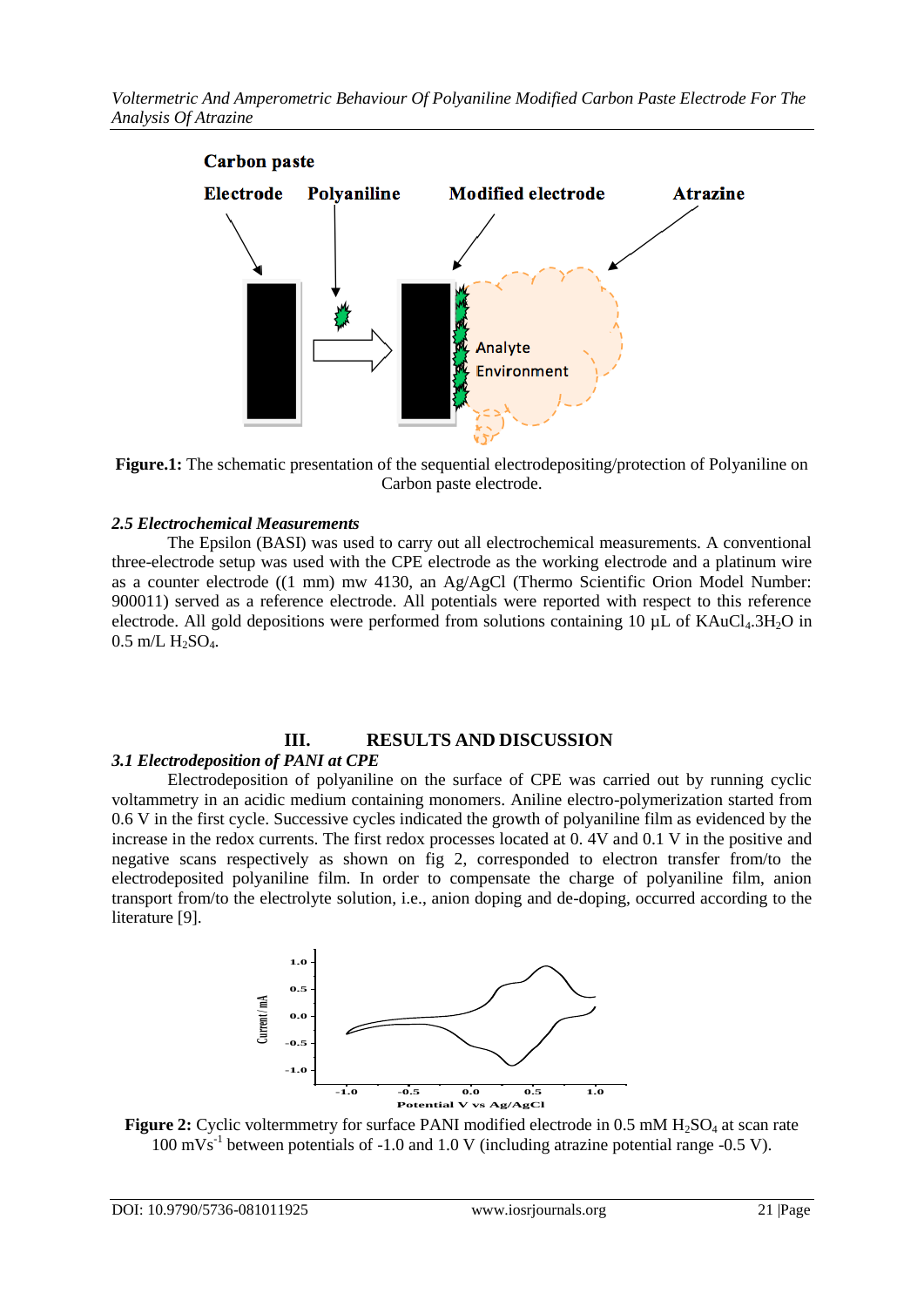**Figure.1:** The schematic presentation of the sequential electrodepositing/protection of Polyaniline on Carbon paste electrode.

### *2.5 Electrochemical Measurements*

The Epsilon (BASI) was used to carry out all electrochemical measurements. A conventional three-electrode setup was used with the CPE electrode as the working electrode and a platinum wire as a counter electrode ((1 mm) mw 4130, an Ag/AgCl (Thermo Scientific Orion Model Number: 900011) served as a reference electrode. All potentials were reported with respect to this reference electrode. All gold depositions were performed from solutions containing 10 µL of $KAuCl_4.3H_2O$ in 0.5 m/L $H_2SO_4$.

## III. RESULTS AND DISCUSSION

### *3.1 Electrodeposition of PANI at CPE*

Electrodeposition of polyaniline on the surface of CPE was carried out by running cyclic voltammetry in an acidic medium containing monomers. Aniline electro-polymerization started from 0.6 V in the first cycle. Successive cycles indicated the growth of polyaniline film as evidenced by the increase in the redox currents. The first redox processes located at 0. 4V and 0.1 V in the positive and negative scans respectively as shown on fig 2, corresponded to electron transfer from/to the electrodeposited polyaniline film. In order to compensate the charge of polyaniline film, anion transport from/to the electrolyte solution, i.e., anion doping and de-doping, occurred according to the literature [9].

**Figure 2:** Cyclic voltermmetry for surface PANI modified electrode in 0.5 mM $H_2SO_4$ at scan rate 100 $mVs^{-1}$ between potentials of -1.0 and 1.0 V (including atrazine potential range -0.5 V).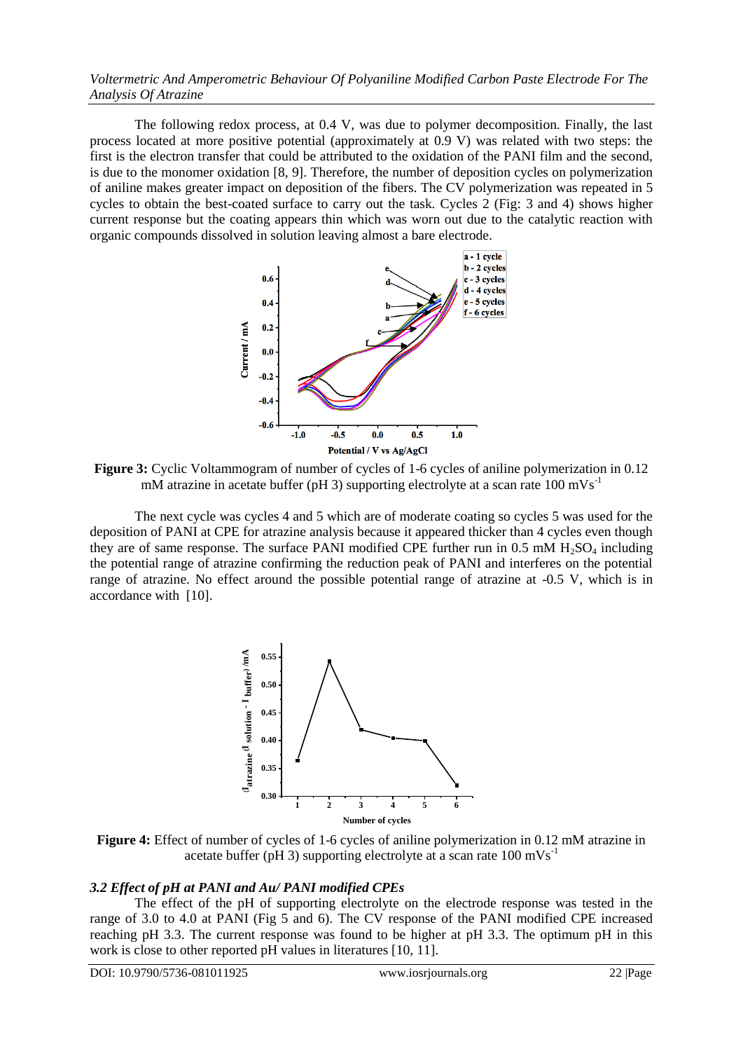The following redox process, at 0.4 V, was due to polymer decomposition. Finally, the last process located at more positive potential (approximately at 0.9 V) was related with two steps: the first is the electron transfer that could be attributed to the oxidation of the PANI film and the second, is due to the monomer oxidation [8, 9]. Therefore, the number of deposition cycles on polymerization of aniline makes greater impact on deposition of the fibers. The CV polymerization was repeated in 5 cycles to obtain the best-coated surface to carry out the task. Cycles 2 (Fig: 3 and 4) shows higher current response but the coating appears thin which was worn out due to the catalytic reaction with organic compounds dissolved in solution leaving almost a bare electrode.

**Figure 3:** Cyclic Voltammogram of number of cycles of 1-6 cycles of aniline polymerization in 0.12 mM atrazine in acetate buffer (pH 3) supporting electrolyte at a scan rate 100 $mVs^{-1}$

The next cycle was cycles 4 and 5 which are of moderate coating so cycles 5 was used for the deposition of PANI at CPE for atrazine analysis because it appeared thicker than 4 cycles even though they are of same response. The surface PANI modified CPE further run in 0.5 mM $H_2SO_4$ including the potential range of atrazine confirming the reduction peak of PANI and interferes on the potential range of atrazine. No effect around the possible potential range of atrazine at -0.5 V, which is in accordance with [10].

**Figure 4:** Effect of number of cycles of 1-6 cycles of aniline polymerization in 0.12 mM atrazine in acetate buffer (pH 3) supporting electrolyte at a scan rate 100 $mVs^{-1}$

### *3.2 Effect of pH at PANI and Au/ PANI modified CPEs*

The effect of the pH of supporting electrolyte on the electrode response was tested in the range of 3.0 to 4.0 at PANI (Fig 5 and 6). The CV response of the PANI modified CPE increased reaching pH 3.3. The current response was found to be higher at pH 3.3. The optimum pH in this work is close to other reported pH values in literatures [10, 11].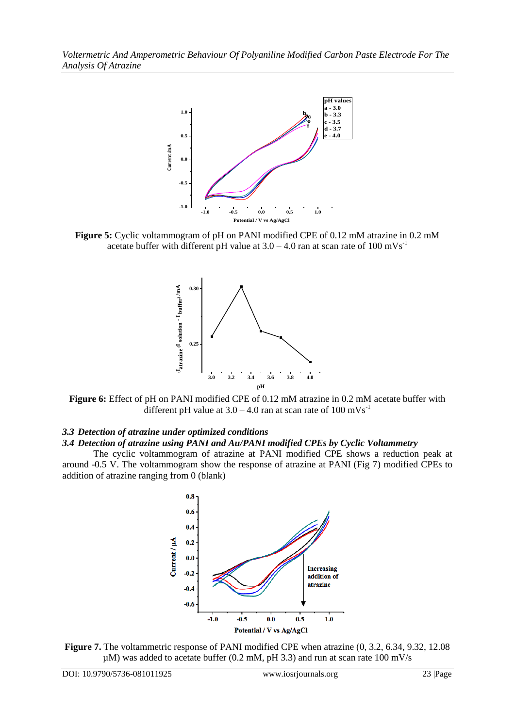**Figure 5:** Cyclic voltammogram of pH on PANI modified CPE of 0.12 mM atrazine in 0.2 mM acetate buffer with different pH value at 3.0 – 4.0 ran at scan rate of 100 mVs$^{-1}$

**Figure 6:** Effect of pH on PANI modified CPE of 0.12 mM atrazine in 0.2 mM acetate buffer with different pH value at 3.0 – 4.0 ran at scan rate of 100 mVs$^{-1}$

### *3.3 Detection of atrazine under optimized conditions*

### *3.4 Detection of atrazine using PANI and Au/PANI modified CPEs by Cyclic Voltammetry*

The cyclic voltammogram of atrazine at PANI modified CPE shows a reduction peak at around -0.5 V. The voltammogram show the response of atrazine at PANI (Fig 7) modified CPEs to addition of atrazine ranging from 0 (blank)

**Figure 7.** The voltammetric response of PANI modified CPE when atrazine (0, 3.2, 6.34, 9.32, 12.08 µM) was added to acetate buffer (0.2 mM, pH 3.3) and run at scan rate 100 mV/s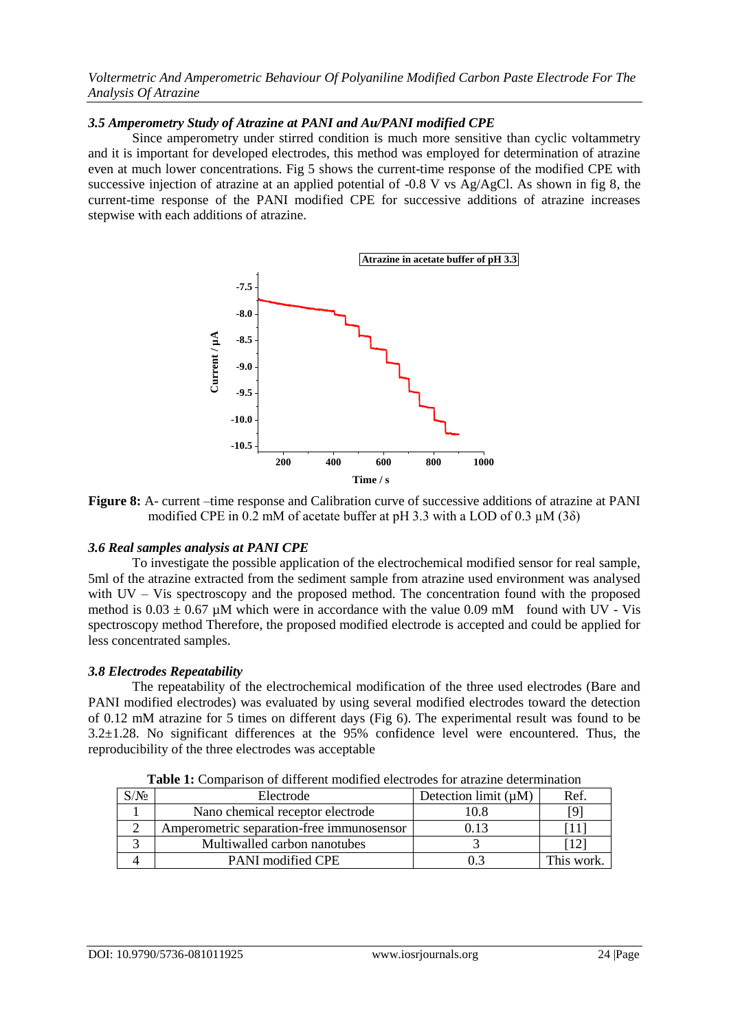### *3.5 Amperometry Study of Atrazine at PANI and Au/PANI modified CPE*

Since amperometry under stirred condition is much more sensitive than cyclic voltammetry and it is important for developed electrodes, this method was employed for determination of atrazine even at much lower concentrations. Fig 5 shows the current-time response of the modified CPE with successive injection of atrazine at an applied potential of -0.8 V vs Ag/AgCl. As shown in fig 8, the current-time response of the PANI modified CPE for successive additions of atrazine increases stepwise with each additions of atrazine.

**Figure 8:** A- current –time response and Calibration curve of successive additions of atrazine at PANI modified CPE in 0.2 mM of acetate buffer at pH 3.3 with a LOD of 0.3 µM (3δ)

### *3.6 Real samples analysis at PANI CPE*

To investigate the possible application of the electrochemical modified sensor for real sample, 5ml of the atrazine extracted from the sediment sample from atrazine used environment was analysed with UV – Vis spectroscopy and the proposed method. The concentration found with the proposed method is 0.03 ± 0.67 µM which were in accordance with the value 0.09 mM found with UV - Vis spectroscopy method Therefore, the proposed modified electrode is accepted and could be applied for less concentrated samples.

### *3.8 Electrodes Repeatability*

The repeatability of the electrochemical modification of the three used electrodes (Bare and PANI modified electrodes) was evaluated by using several modified electrodes toward the detection of 0.12 mM atrazine for 5 times on different days (Fig 6). The experimental result was found to be 3.2±1.28. No significant differences at the 95% confidence level were encountered. Thus, the reproducibility of the three electrodes was acceptable

**Table 1:** Comparison of different modified electrodes for atrazine determination

| S/№ | Electrode | Detection limit (µM) | Ref. |
|---|---|---|---|
| 1 | Nano chemical receptor electrode | 10.8 | [9] |
| 2 | Amperometric separation-free immunosensor | 0.13 | [11] |
| 3 | Multiwalled carbon nanotubes | 3 | [12] |
| 4 | PANI modified CPE | 0.3 | This work. |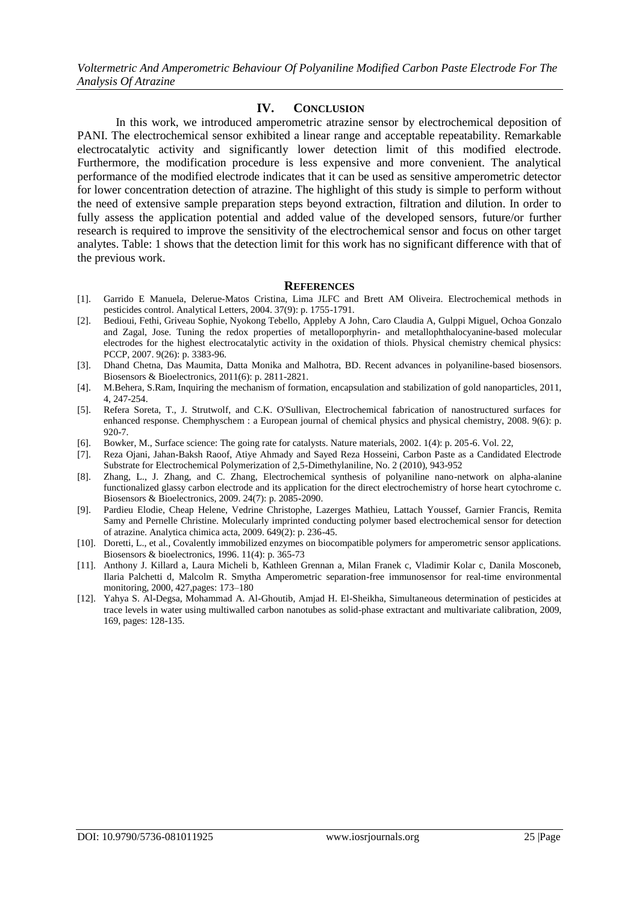## IV. Conclusion

In this work, we introduced amperometric atrazine sensor by electrochemical deposition of PANI. The electrochemical sensor exhibited a linear range and acceptable repeatability. Remarkable electrocatalytic activity and significantly lower detection limit of this modified electrode. Furthermore, the modification procedure is less expensive and more convenient. The analytical performance of the modified electrode indicates that it can be used as sensitive amperometric detector for lower concentration detection of atrazine. The highlight of this study is simple to perform without the need of extensive sample preparation steps beyond extraction, filtration and dilution. In order to fully assess the application potential and added value of the developed sensors, future/or further research is required to improve the sensitivity of the electrochemical sensor and focus on other target analytes. Table: 1 shows that the detection limit for this work has no significant difference with that of the previous work.

## References

- [1]. Garrido E Manuela, Delerue-Matos Cristina, Lima JLFC and Brett AM Oliveira. Electrochemical methods in pesticides control. Analytical Letters, 2004. 37(9): p. 1755-1791.
- [2]. Bedioui, Fethi, Griveau Sophie, Nyokong Tebello, Appleby A John, Caro Claudia A, Gulppi Miguel, Ochoa Gonzalo and Zagal, Jose. Tuning the redox properties of metalloporphyrin- and metallophthalocyanine-based molecular electrodes for the highest electrocatalytic activity in the oxidation of thiols. Physical chemistry chemical physics: PCCP, 2007. 9(26): p. 3383-96.
- [3]. Dhand Chetna, Das Maumita, Datta Monika and Malhotra, BD. Recent advances in polyaniline-based biosensors. Biosensors & Bioelectronics, 2011(6): p. 2811-2821.
- [4]. M.Behera, S.Ram, Inquiring the mechanism of formation, encapsulation and stabilization of gold nanoparticles, 2011, 4, 247-254.
- [5]. Refera Soreta, T., J. Strutwolf, and C.K. O'Sullivan, Electrochemical fabrication of nanostructured surfaces for enhanced response. Chemphyschem : a European journal of chemical physics and physical chemistry, 2008. 9(6): p. 920-7.
- [6]. Bowker, M., Surface science: The going rate for catalysts. Nature materials, 2002. 1(4): p. 205-6. Vol. 22,
- [7]. Reza Ojani, Jahan-Baksh Raoof, Atiye Ahmady and Sayed Reza Hosseini, Carbon Paste as a Candidated Electrode Substrate for Electrochemical Polymerization of 2,5-Dimethylaniline, No. 2 (2010), 943-952
- [8]. Zhang, L., J. Zhang, and C. Zhang, Electrochemical synthesis of polyaniline nano-network on alpha-alanine functionalized glassy carbon electrode and its application for the direct electrochemistry of horse heart cytochrome c. Biosensors & Bioelectronics, 2009. 24(7): p. 2085-2090.
- [9]. Pardieu Elodie, Cheap Helene, Vedrine Christophe, Lazerges Mathieu, Lattach Youssef, Garnier Francis, Remita Samy and Pernelle Christine. Molecularly imprinted conducting polymer based electrochemical sensor for detection of atrazine. Analytica chimica acta, 2009. 649(2): p. 236-45.
- [10]. Doretti, L., et al., Covalently immobilized enzymes on biocompatible polymers for amperometric sensor applications. Biosensors & bioelectronics, 1996. 11(4): p. 365-73
- [11]. Anthony J. Killard a, Laura Micheli b, Kathleen Grennan a, Milan Franek c, Vladimir Kolar c, Danila Mosconeb, Ilaria Palchetti d, Malcolm R. Smytha Amperometric separation-free immunosensor for real-time environmental monitoring, 2000, 427,pages: 173–180
- [12]. Yahya S. Al-Degsa, Mohammad A. Al-Ghoutib, Amjad H. El-Sheikha, Simultaneous determination of pesticides at trace levels in water using multiwalled carbon nanotubes as solid-phase extractant and multivariate calibration, 2009, 169, pages: 128-135.